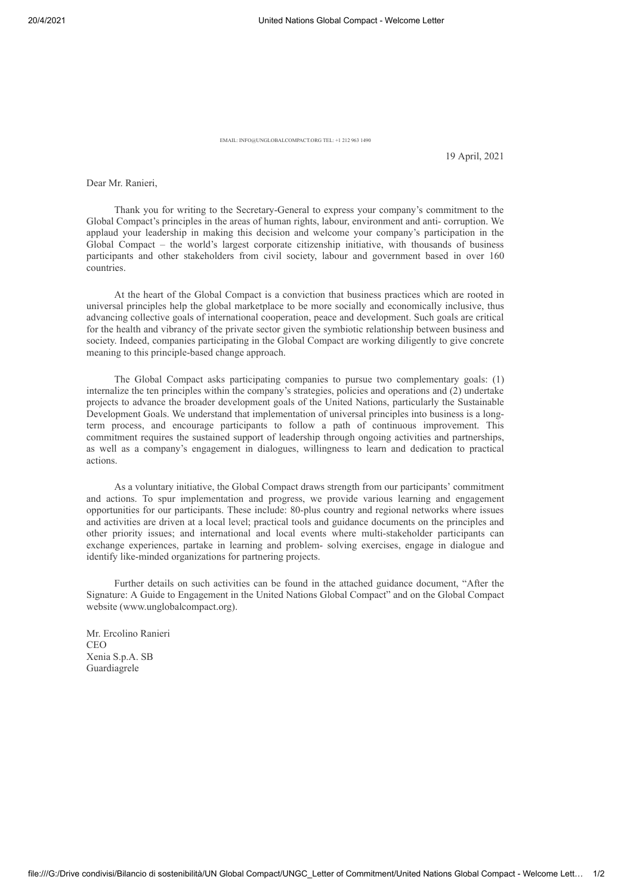EMAIL: INFO@UNGLOBALCOMPACT.ORG TEL: +1 212 963 1490

19 April, 2021

Dear Mr. Ranieri,

Thank you for writing to the Secretary-General to express your company's commitment to the Global Compact's principles in the areas of human rights, labour, environment and anti- corruption. We applaud your leadership in making this decision and welcome your company's participation in the Global Compact – the world's largest corporate citizenship initiative, with thousands of business participants and other stakeholders from civil society, labour and government based in over 160 countries.

At the heart of the Global Compact is a conviction that business practices which are rooted in universal principles help the global marketplace to be more socially and economically inclusive, thus advancing collective goals of international cooperation, peace and development. Such goals are critical for the health and vibrancy of the private sector given the symbiotic relationship between business and society. Indeed, companies participating in the Global Compact are working diligently to give concrete meaning to this principle-based change approach.

The Global Compact asks participating companies to pursue two complementary goals: (1) internalize the ten principles within the company's strategies, policies and operations and (2) undertake projects to advance the broader development goals of the United Nations, particularly the Sustainable Development Goals. We understand that implementation of universal principles into business is a long-term process, and encourage participants to follow a path of continuous improvement. This commitment requires the sustained support of leadership through ongoing activities and partnerships, as well as a company's engagement in dialogues, willingness to learn and dedication to practical actions.

As a voluntary initiative, the Global Compact draws strength from our participants' commitment and actions. To spur implementation and progress, we provide various learning and engagement opportunities for our participants. These include: 80-plus country and regional networks where issues and activities are driven at a local level; practical tools and guidance documents on the principles and other priority issues; and international and local events where multi-stakeholder participants can exchange experiences, partake in learning and problem- solving exercises, engage in dialogue and identify like-minded organizations for partnering projects.

Further details on such activities can be found in the attached guidance document, "After the Signature: A Guide to Engagement in the United Nations Global Compact" and on the Global Compact website (www.unglobalcompact.org).

Mr. Ercolino Ranieri  
CEO  
Xenia S.p.A. SB  
Guardiagrele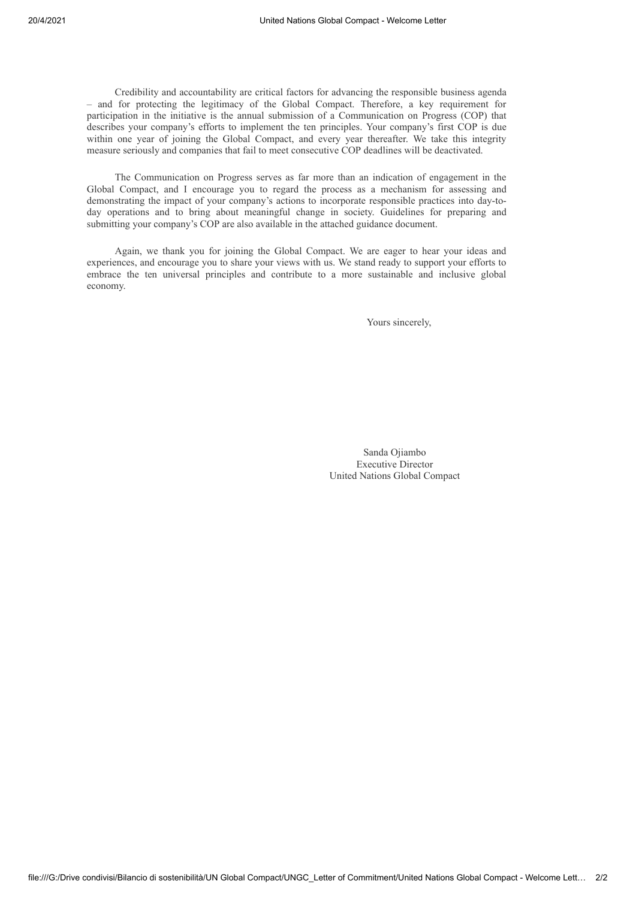Credibility and accountability are critical factors for advancing the responsible business agenda – and for protecting the legitimacy of the Global Compact. Therefore, a key requirement for participation in the initiative is the annual submission of a Communication on Progress (COP) that describes your company's efforts to implement the ten principles. Your company's first COP is due within one year of joining the Global Compact, and every year thereafter. We take this integrity measure seriously and companies that fail to meet consecutive COP deadlines will be deactivated.

The Communication on Progress serves as far more than an indication of engagement in the Global Compact, and I encourage you to regard the process as a mechanism for assessing and demonstrating the impact of your company's actions to incorporate responsible practices into day-to-day operations and to bring about meaningful change in society. Guidelines for preparing and submitting your company's COP are also available in the attached guidance document.

Again, we thank you for joining the Global Compact. We are eager to hear your ideas and experiences, and encourage you to share your views with us. We stand ready to support your efforts to embrace the ten universal principles and contribute to a more sustainable and inclusive global economy.

Yours sincerely,

Sanda Ojiambo
Executive Director
United Nations Global Compact